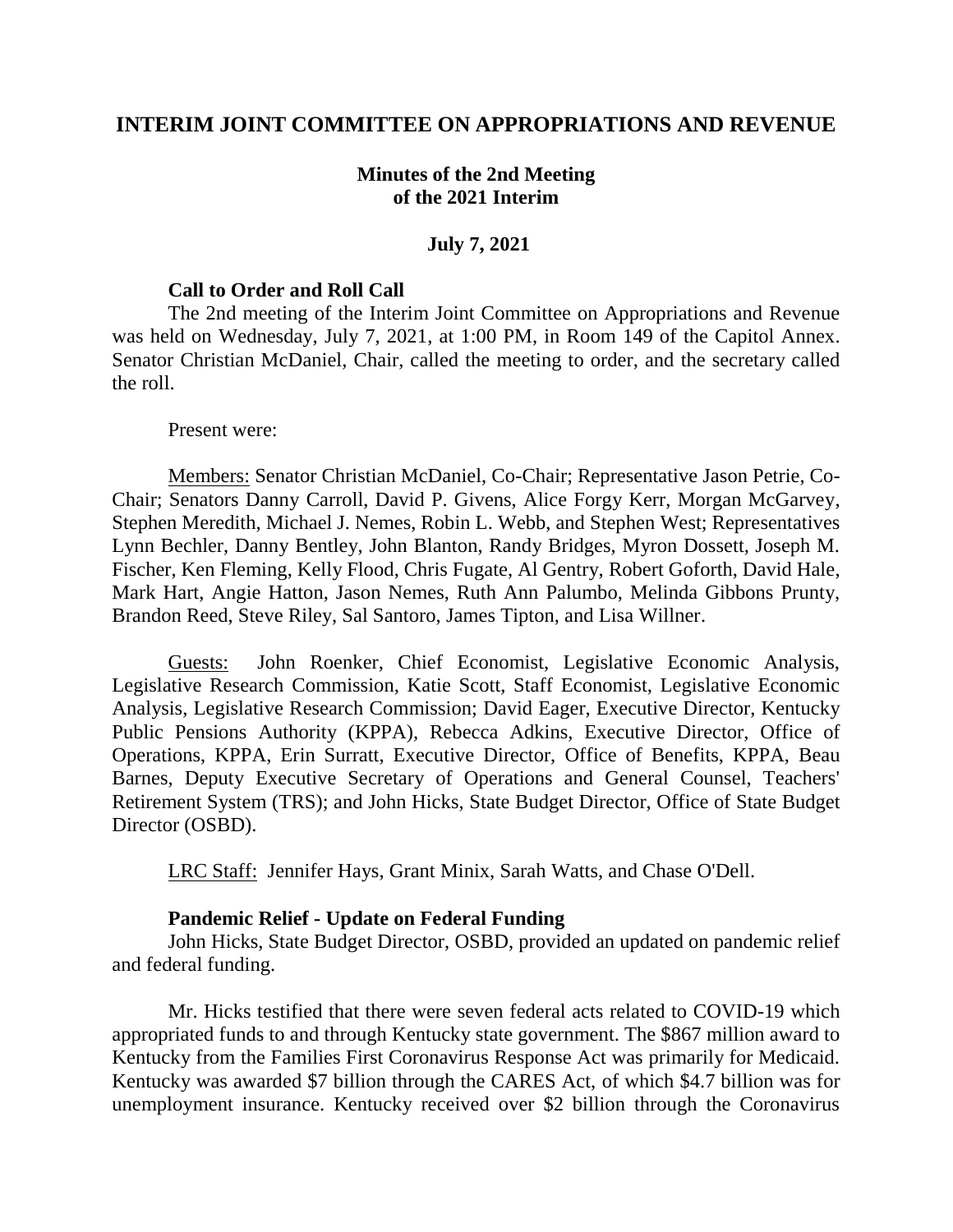# INTERIM JOINT COMMITTEE ON APPROPRIATIONS AND REVENUE

**Minutes of the 2nd Meeting of the 2021 Interim**

**July 7, 2021**

### Call to Order and Roll Call

The 2nd meeting of the Interim Joint Committee on Appropriations and Revenue was held on Wednesday, July 7, 2021, at 1:00 PM, in Room 149 of the Capitol Annex. Senator Christian McDaniel, Chair, called the meeting to order, and the secretary called the roll.

Present were:

Members: Senator Christian McDaniel, Co-Chair; Representative Jason Petrie, Co-Chair; Senators Danny Carroll, David P. Givens, Alice Forgy Kerr, Morgan McGarvey, Stephen Meredith, Michael J. Nemes, Robin L. Webb, and Stephen West; Representatives Lynn Bechler, Danny Bentley, John Blanton, Randy Bridges, Myron Dossett, Joseph M. Fischer, Ken Fleming, Kelly Flood, Chris Fugate, Al Gentry, Robert Goforth, David Hale, Mark Hart, Angie Hatton, Jason Nemes, Ruth Ann Palumbo, Melinda Gibbons Prunty, Brandon Reed, Steve Riley, Sal Santoro, James Tipton, and Lisa Willner.

Guests: John Roenker, Chief Economist, Legislative Economic Analysis, Legislative Research Commission, Katie Scott, Staff Economist, Legislative Economic Analysis, Legislative Research Commission; David Eager, Executive Director, Kentucky Public Pensions Authority (KPPA), Rebecca Adkins, Executive Director, Office of Operations, KPPA, Erin Surratt, Executive Director, Office of Benefits, KPPA, Beau Barnes, Deputy Executive Secretary of Operations and General Counsel, Teachers' Retirement System (TRS); and John Hicks, State Budget Director, Office of State Budget Director (OSBD).

LRC Staff: Jennifer Hays, Grant Minix, Sarah Watts, and Chase O'Dell.

### Pandemic Relief - Update on Federal Funding

John Hicks, State Budget Director, OSBD, provided an updated on pandemic relief and federal funding.

Mr. Hicks testified that there were seven federal acts related to COVID-19 which appropriated funds to and through Kentucky state government. The $867 million award to Kentucky from the Families First Coronavirus Response Act was primarily for Medicaid. Kentucky was awarded $7 billion through the CARES Act, of which $4.7 billion was for unemployment insurance. Kentucky received over $2 billion through the Coronavirus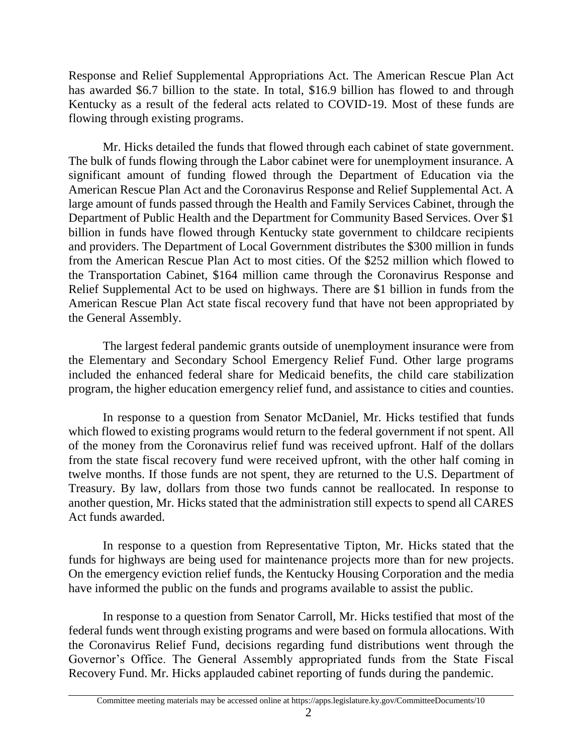Response and Relief Supplemental Appropriations Act. The American Rescue Plan Act has awarded $6.7 billion to the state. In total, $16.9 billion has flowed to and through Kentucky as a result of the federal acts related to COVID-19. Most of these funds are flowing through existing programs.

Mr. Hicks detailed the funds that flowed through each cabinet of state government. The bulk of funds flowing through the Labor cabinet were for unemployment insurance. A significant amount of funding flowed through the Department of Education via the American Rescue Plan Act and the Coronavirus Response and Relief Supplemental Act. A large amount of funds passed through the Health and Family Services Cabinet, through the Department of Public Health and the Department for Community Based Services. Over $1 billion in funds have flowed through Kentucky state government to childcare recipients and providers. The Department of Local Government distributes the $300 million in funds from the American Rescue Plan Act to most cities. Of the $252 million which flowed to the Transportation Cabinet, $164 million came through the Coronavirus Response and Relief Supplemental Act to be used on highways. There are $1 billion in funds from the American Rescue Plan Act state fiscal recovery fund that have not been appropriated by the General Assembly.

The largest federal pandemic grants outside of unemployment insurance were from the Elementary and Secondary School Emergency Relief Fund. Other large programs included the enhanced federal share for Medicaid benefits, the child care stabilization program, the higher education emergency relief fund, and assistance to cities and counties.

In response to a question from Senator McDaniel, Mr. Hicks testified that funds which flowed to existing programs would return to the federal government if not spent. All of the money from the Coronavirus relief fund was received upfront. Half of the dollars from the state fiscal recovery fund were received upfront, with the other half coming in twelve months. If those funds are not spent, they are returned to the U.S. Department of Treasury. By law, dollars from those two funds cannot be reallocated. In response to another question, Mr. Hicks stated that the administration still expects to spend all CARES Act funds awarded.

In response to a question from Representative Tipton, Mr. Hicks stated that the funds for highways are being used for maintenance projects more than for new projects. On the emergency eviction relief funds, the Kentucky Housing Corporation and the media have informed the public on the funds and programs available to assist the public.

In response to a question from Senator Carroll, Mr. Hicks testified that most of the federal funds went through existing programs and were based on formula allocations. With the Coronavirus Relief Fund, decisions regarding fund distributions went through the Governor's Office. The General Assembly appropriated funds from the State Fiscal Recovery Fund. Mr. Hicks applauded cabinet reporting of funds during the pandemic.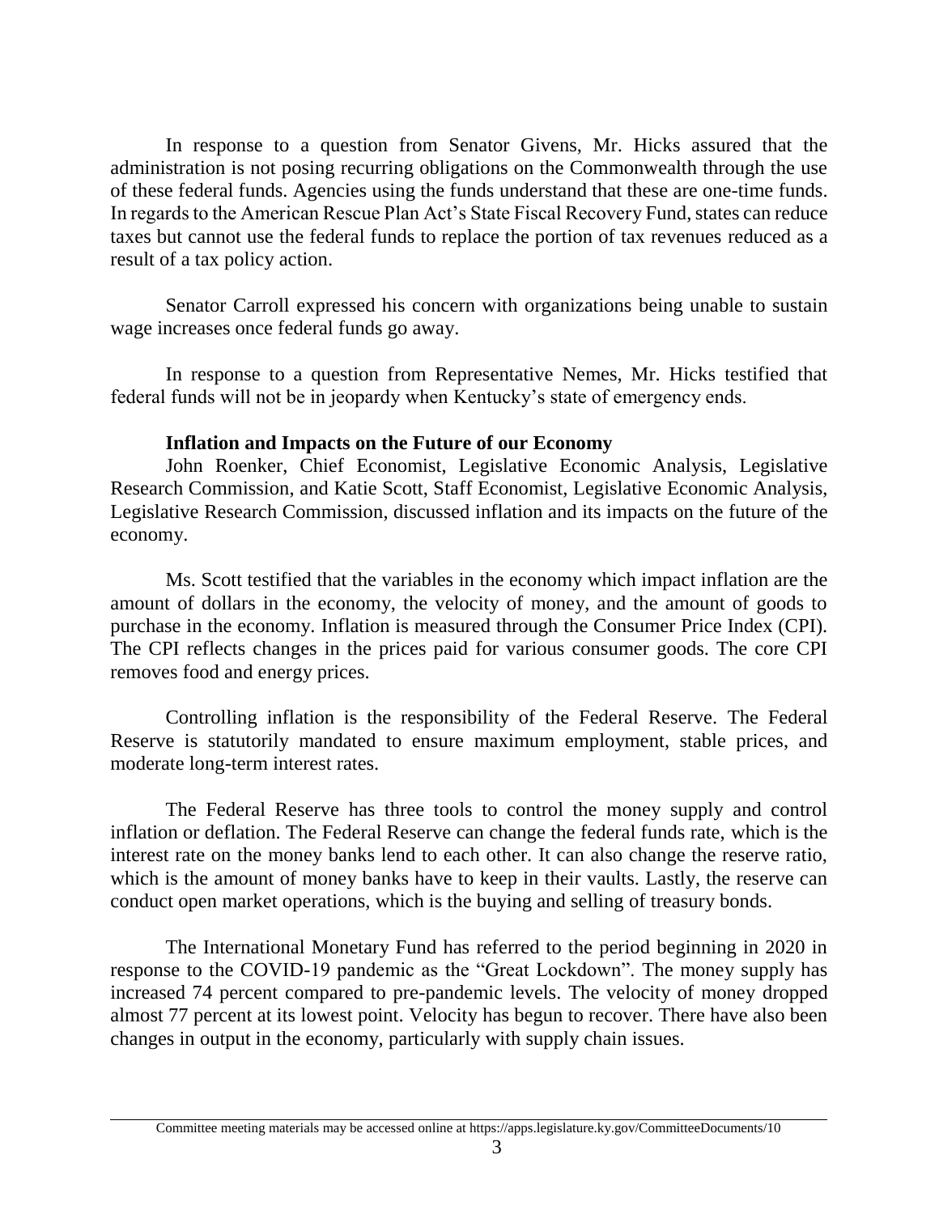In response to a question from Senator Givens, Mr. Hicks assured that the administration is not posing recurring obligations on the Commonwealth through the use of these federal funds. Agencies using the funds understand that these are one-time funds. In regards to the American Rescue Plan Act's State Fiscal Recovery Fund, states can reduce taxes but cannot use the federal funds to replace the portion of tax revenues reduced as a result of a tax policy action.

Senator Carroll expressed his concern with organizations being unable to sustain wage increases once federal funds go away.

In response to a question from Representative Nemes, Mr. Hicks testified that federal funds will not be in jeopardy when Kentucky's state of emergency ends.

**Inflation and Impacts on the Future of our Economy**

John Roenker, Chief Economist, Legislative Economic Analysis, Legislative Research Commission, and Katie Scott, Staff Economist, Legislative Economic Analysis, Legislative Research Commission, discussed inflation and its impacts on the future of the economy.

Ms. Scott testified that the variables in the economy which impact inflation are the amount of dollars in the economy, the velocity of money, and the amount of goods to purchase in the economy. Inflation is measured through the Consumer Price Index (CPI). The CPI reflects changes in the prices paid for various consumer goods. The core CPI removes food and energy prices.

Controlling inflation is the responsibility of the Federal Reserve. The Federal Reserve is statutorily mandated to ensure maximum employment, stable prices, and moderate long-term interest rates.

The Federal Reserve has three tools to control the money supply and control inflation or deflation. The Federal Reserve can change the federal funds rate, which is the interest rate on the money banks lend to each other. It can also change the reserve ratio, which is the amount of money banks have to keep in their vaults. Lastly, the reserve can conduct open market operations, which is the buying and selling of treasury bonds.

The International Monetary Fund has referred to the period beginning in 2020 in response to the COVID-19 pandemic as the "Great Lockdown". The money supply has increased 74 percent compared to pre-pandemic levels. The velocity of money dropped almost 77 percent at its lowest point. Velocity has begun to recover. There have also been changes in output in the economy, particularly with supply chain issues.

Committee meeting materials may be accessed online at https://apps.legislature.ky.gov/CommitteeDocuments/10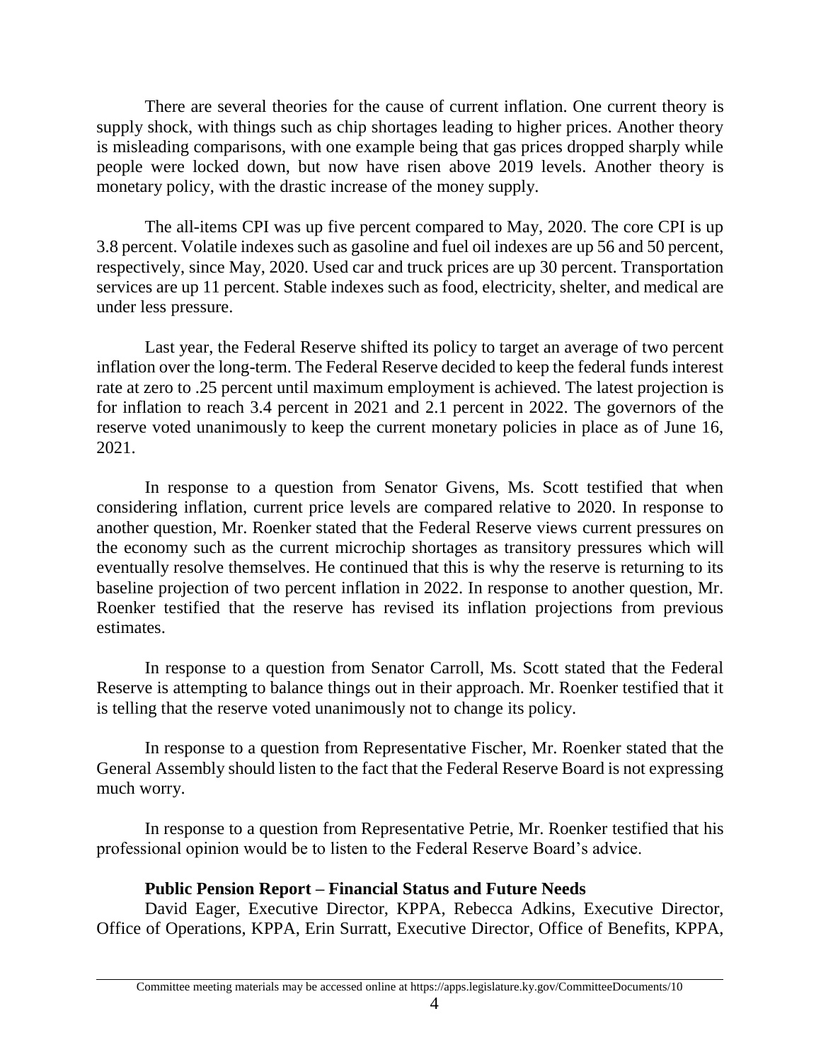There are several theories for the cause of current inflation. One current theory is supply shock, with things such as chip shortages leading to higher prices. Another theory is misleading comparisons, with one example being that gas prices dropped sharply while people were locked down, but now have risen above 2019 levels. Another theory is monetary policy, with the drastic increase of the money supply.

The all-items CPI was up five percent compared to May, 2020. The core CPI is up 3.8 percent. Volatile indexes such as gasoline and fuel oil indexes are up 56 and 50 percent, respectively, since May, 2020. Used car and truck prices are up 30 percent. Transportation services are up 11 percent. Stable indexes such as food, electricity, shelter, and medical are under less pressure.

Last year, the Federal Reserve shifted its policy to target an average of two percent inflation over the long-term. The Federal Reserve decided to keep the federal funds interest rate at zero to .25 percent until maximum employment is achieved. The latest projection is for inflation to reach 3.4 percent in 2021 and 2.1 percent in 2022. The governors of the reserve voted unanimously to keep the current monetary policies in place as of June 16, 2021.

In response to a question from Senator Givens, Ms. Scott testified that when considering inflation, current price levels are compared relative to 2020. In response to another question, Mr. Roenker stated that the Federal Reserve views current pressures on the economy such as the current microchip shortages as transitory pressures which will eventually resolve themselves. He continued that this is why the reserve is returning to its baseline projection of two percent inflation in 2022. In response to another question, Mr. Roenker testified that the reserve has revised its inflation projections from previous estimates.

In response to a question from Senator Carroll, Ms. Scott stated that the Federal Reserve is attempting to balance things out in their approach. Mr. Roenker testified that it is telling that the reserve voted unanimously not to change its policy.

In response to a question from Representative Fischer, Mr. Roenker stated that the General Assembly should listen to the fact that the Federal Reserve Board is not expressing much worry.

In response to a question from Representative Petrie, Mr. Roenker testified that his professional opinion would be to listen to the Federal Reserve Board's advice.

**Public Pension Report – Financial Status and Future Needs**

David Eager, Executive Director, KPPA, Rebecca Adkins, Executive Director, Office of Operations, KPPA, Erin Surratt, Executive Director, Office of Benefits, KPPA,

Committee meeting materials may be accessed online at https://apps.legislature.ky.gov/CommitteeDocuments/10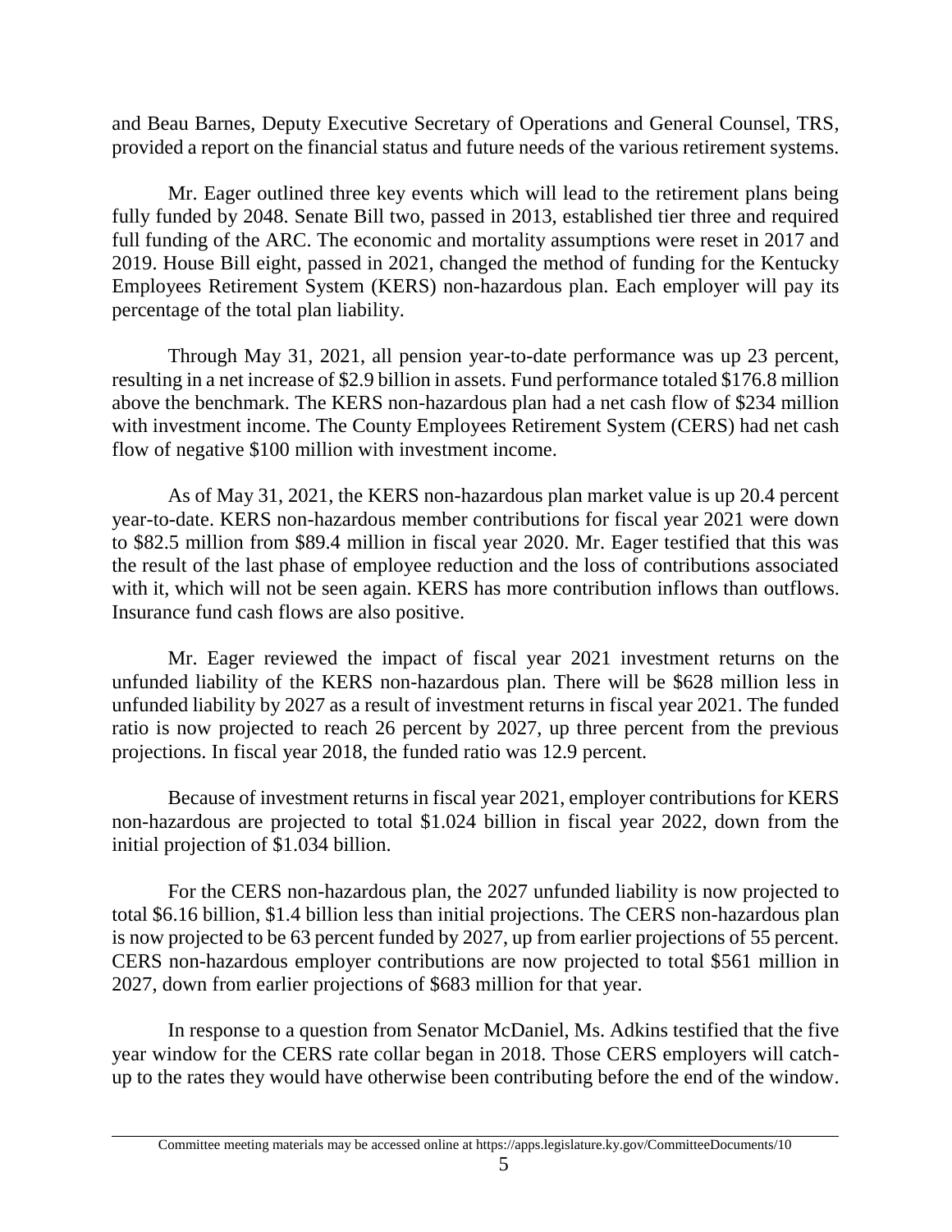and Beau Barnes, Deputy Executive Secretary of Operations and General Counsel, TRS, provided a report on the financial status and future needs of the various retirement systems.

Mr. Eager outlined three key events which will lead to the retirement plans being fully funded by 2048. Senate Bill two, passed in 2013, established tier three and required full funding of the ARC. The economic and mortality assumptions were reset in 2017 and 2019. House Bill eight, passed in 2021, changed the method of funding for the Kentucky Employees Retirement System (KERS) non-hazardous plan. Each employer will pay its percentage of the total plan liability.

Through May 31, 2021, all pension year-to-date performance was up 23 percent, resulting in a net increase of $2.9 billion in assets. Fund performance totaled $176.8 million above the benchmark. The KERS non-hazardous plan had a net cash flow of $234 million with investment income. The County Employees Retirement System (CERS) had net cash flow of negative $100 million with investment income.

As of May 31, 2021, the KERS non-hazardous plan market value is up 20.4 percent year-to-date. KERS non-hazardous member contributions for fiscal year 2021 were down to $82.5 million from $89.4 million in fiscal year 2020. Mr. Eager testified that this was the result of the last phase of employee reduction and the loss of contributions associated with it, which will not be seen again. KERS has more contribution inflows than outflows. Insurance fund cash flows are also positive.

Mr. Eager reviewed the impact of fiscal year 2021 investment returns on the unfunded liability of the KERS non-hazardous plan. There will be $628 million less in unfunded liability by 2027 as a result of investment returns in fiscal year 2021. The funded ratio is now projected to reach 26 percent by 2027, up three percent from the previous projections. In fiscal year 2018, the funded ratio was 12.9 percent.

Because of investment returns in fiscal year 2021, employer contributions for KERS non-hazardous are projected to total $1.024 billion in fiscal year 2022, down from the initial projection of $1.034 billion.

For the CERS non-hazardous plan, the 2027 unfunded liability is now projected to total $6.16 billion, $1.4 billion less than initial projections. The CERS non-hazardous plan is now projected to be 63 percent funded by 2027, up from earlier projections of 55 percent. CERS non-hazardous employer contributions are now projected to total $561 million in 2027, down from earlier projections of $683 million for that year.

In response to a question from Senator McDaniel, Ms. Adkins testified that the five year window for the CERS rate collar began in 2018. Those CERS employers will catch-up to the rates they would have otherwise been contributing before the end of the window.

Committee meeting materials may be accessed online at https://apps.legislature.ky.gov/CommitteeDocuments/10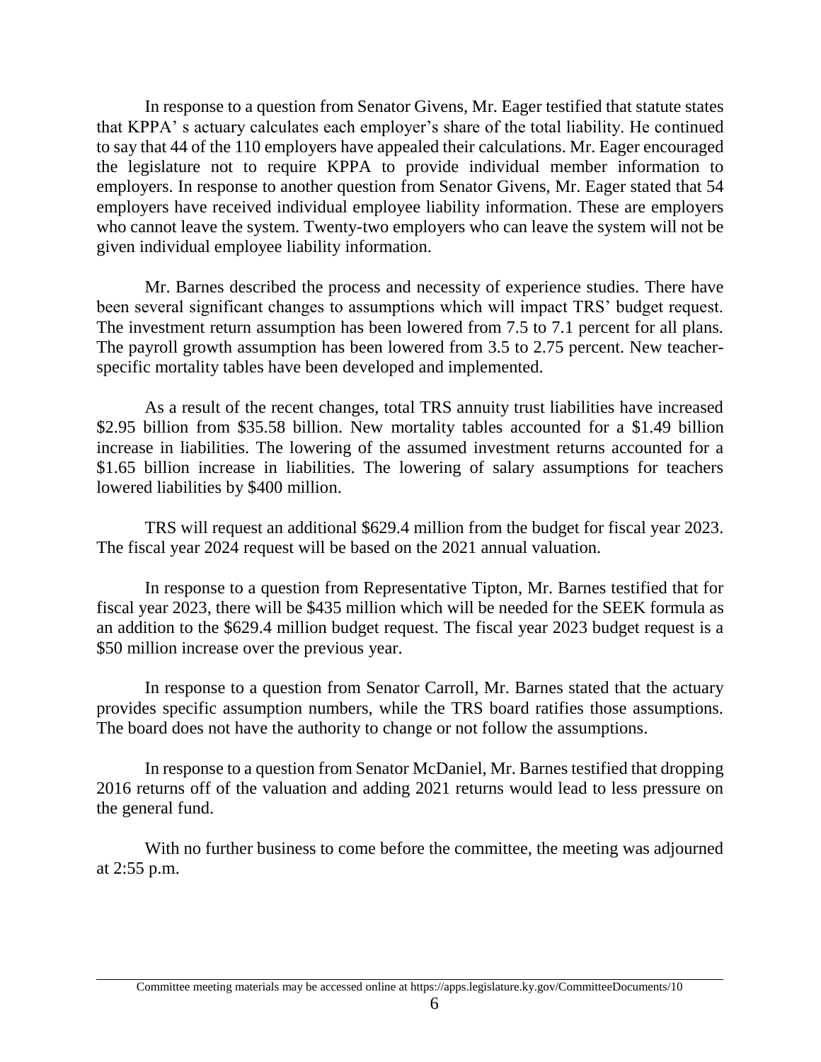In response to a question from Senator Givens, Mr. Eager testified that statute states that KPPA' s actuary calculates each employer's share of the total liability. He continued to say that 44 of the 110 employers have appealed their calculations. Mr. Eager encouraged the legislature not to require KPPA to provide individual member information to employers. In response to another question from Senator Givens, Mr. Eager stated that 54 employers have received individual employee liability information. These are employers who cannot leave the system. Twenty-two employers who can leave the system will not be given individual employee liability information.

Mr. Barnes described the process and necessity of experience studies. There have been several significant changes to assumptions which will impact TRS' budget request. The investment return assumption has been lowered from 7.5 to 7.1 percent for all plans. The payroll growth assumption has been lowered from 3.5 to 2.75 percent. New teacher-specific mortality tables have been developed and implemented.

As a result of the recent changes, total TRS annuity trust liabilities have increased $2.95 billion from $35.58 billion. New mortality tables accounted for a $1.49 billion increase in liabilities. The lowering of the assumed investment returns accounted for a $1.65 billion increase in liabilities. The lowering of salary assumptions for teachers lowered liabilities by $400 million.

TRS will request an additional $629.4 million from the budget for fiscal year 2023. The fiscal year 2024 request will be based on the 2021 annual valuation.

In response to a question from Representative Tipton, Mr. Barnes testified that for fiscal year 2023, there will be $435 million which will be needed for the SEEK formula as an addition to the $629.4 million budget request. The fiscal year 2023 budget request is a $50 million increase over the previous year.

In response to a question from Senator Carroll, Mr. Barnes stated that the actuary provides specific assumption numbers, while the TRS board ratifies those assumptions. The board does not have the authority to change or not follow the assumptions.

In response to a question from Senator McDaniel, Mr. Barnes testified that dropping 2016 returns off of the valuation and adding 2021 returns would lead to less pressure on the general fund.

With no further business to come before the committee, the meeting was adjourned at 2:55 p.m.